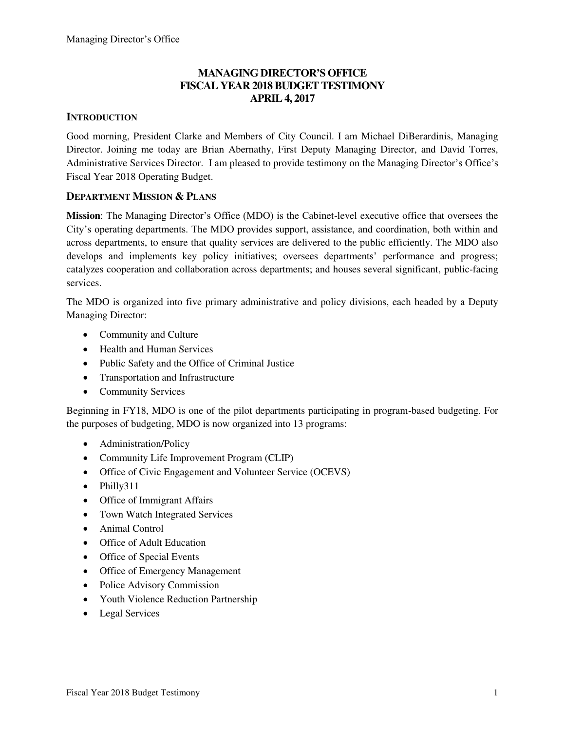# MANAGING DIRECTOR'S OFFICE FISCAL YEAR 2018 BUDGET TESTIMONY APRIL 4, 2017

## INTRODUCTION

Good morning, President Clarke and Members of City Council. I am Michael DiBerardinis, Managing Director. Joining me today are Brian Abernathy, First Deputy Managing Director, and David Torres, Administrative Services Director. I am pleased to provide testimony on the Managing Director's Office's Fiscal Year 2018 Operating Budget.

## DEPARTMENT MISSION & PLANS

**Mission**: The Managing Director's Office (MDO) is the Cabinet-level executive office that oversees the City's operating departments. The MDO provides support, assistance, and coordination, both within and across departments, to ensure that quality services are delivered to the public efficiently. The MDO also develops and implements key policy initiatives; oversees departments' performance and progress; catalyzes cooperation and collaboration across departments; and houses several significant, public-facing services.

The MDO is organized into five primary administrative and policy divisions, each headed by a Deputy Managing Director:

- Community and Culture
- Health and Human Services
- Public Safety and the Office of Criminal Justice
- Transportation and Infrastructure
- Community Services

Beginning in FY18, MDO is one of the pilot departments participating in program-based budgeting. For the purposes of budgeting, MDO is now organized into 13 programs:

- Administration/Policy
- Community Life Improvement Program (CLIP)
- Office of Civic Engagement and Volunteer Service (OCEVS)
- Philly311
- Office of Immigrant Affairs
- Town Watch Integrated Services
- Animal Control
- Office of Adult Education
- Office of Special Events
- Office of Emergency Management
- Police Advisory Commission
- Youth Violence Reduction Partnership
- Legal Services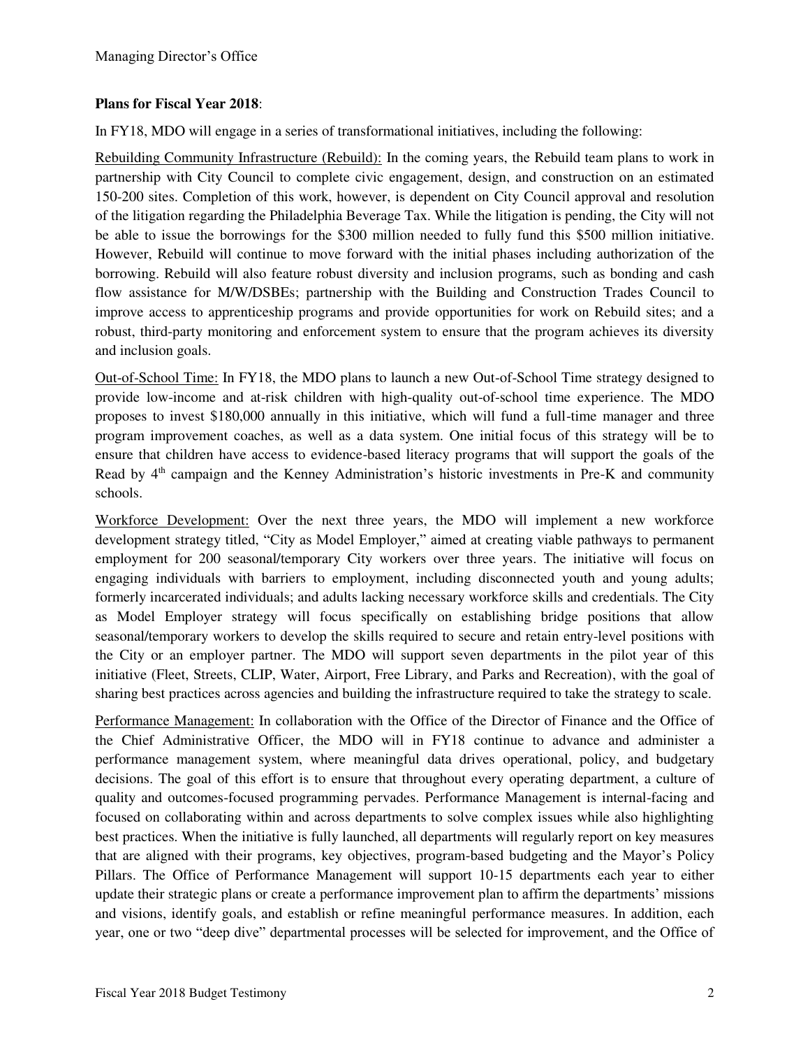**Plans for Fiscal Year 2018**:

In FY18, MDO will engage in a series of transformational initiatives, including the following:

Rebuilding Community Infrastructure (Rebuild): In the coming years, the Rebuild team plans to work in partnership with City Council to complete civic engagement, design, and construction on an estimated 150-200 sites. Completion of this work, however, is dependent on City Council approval and resolution of the litigation regarding the Philadelphia Beverage Tax. While the litigation is pending, the City will not be able to issue the borrowings for the $300 million needed to fully fund this $500 million initiative. However, Rebuild will continue to move forward with the initial phases including authorization of the borrowing. Rebuild will also feature robust diversity and inclusion programs, such as bonding and cash flow assistance for M/W/DSBEs; partnership with the Building and Construction Trades Council to improve access to apprenticeship programs and provide opportunities for work on Rebuild sites; and a robust, third-party monitoring and enforcement system to ensure that the program achieves its diversity and inclusion goals.

Out-of-School Time: In FY18, the MDO plans to launch a new Out-of-School Time strategy designed to provide low-income and at-risk children with high-quality out-of-school time experience. The MDO proposes to invest $180,000 annually in this initiative, which will fund a full-time manager and three program improvement coaches, as well as a data system. One initial focus of this strategy will be to ensure that children have access to evidence-based literacy programs that will support the goals of the Read by 4th campaign and the Kenney Administration's historic investments in Pre-K and community schools.

Workforce Development: Over the next three years, the MDO will implement a new workforce development strategy titled, "City as Model Employer," aimed at creating viable pathways to permanent employment for 200 seasonal/temporary City workers over three years. The initiative will focus on engaging individuals with barriers to employment, including disconnected youth and young adults; formerly incarcerated individuals; and adults lacking necessary workforce skills and credentials. The City as Model Employer strategy will focus specifically on establishing bridge positions that allow seasonal/temporary workers to develop the skills required to secure and retain entry-level positions with the City or an employer partner. The MDO will support seven departments in the pilot year of this initiative (Fleet, Streets, CLIP, Water, Airport, Free Library, and Parks and Recreation), with the goal of sharing best practices across agencies and building the infrastructure required to take the strategy to scale.

Performance Management: In collaboration with the Office of the Director of Finance and the Office of the Chief Administrative Officer, the MDO will in FY18 continue to advance and administer a performance management system, where meaningful data drives operational, policy, and budgetary decisions. The goal of this effort is to ensure that throughout every operating department, a culture of quality and outcomes-focused programming pervades. Performance Management is internal-facing and focused on collaborating within and across departments to solve complex issues while also highlighting best practices. When the initiative is fully launched, all departments will regularly report on key measures that are aligned with their programs, key objectives, program-based budgeting and the Mayor's Policy Pillars. The Office of Performance Management will support 10-15 departments each year to either update their strategic plans or create a performance improvement plan to affirm the departments' missions and visions, identify goals, and establish or refine meaningful performance measures. In addition, each year, one or two "deep dive" departmental processes will be selected for improvement, and the Office of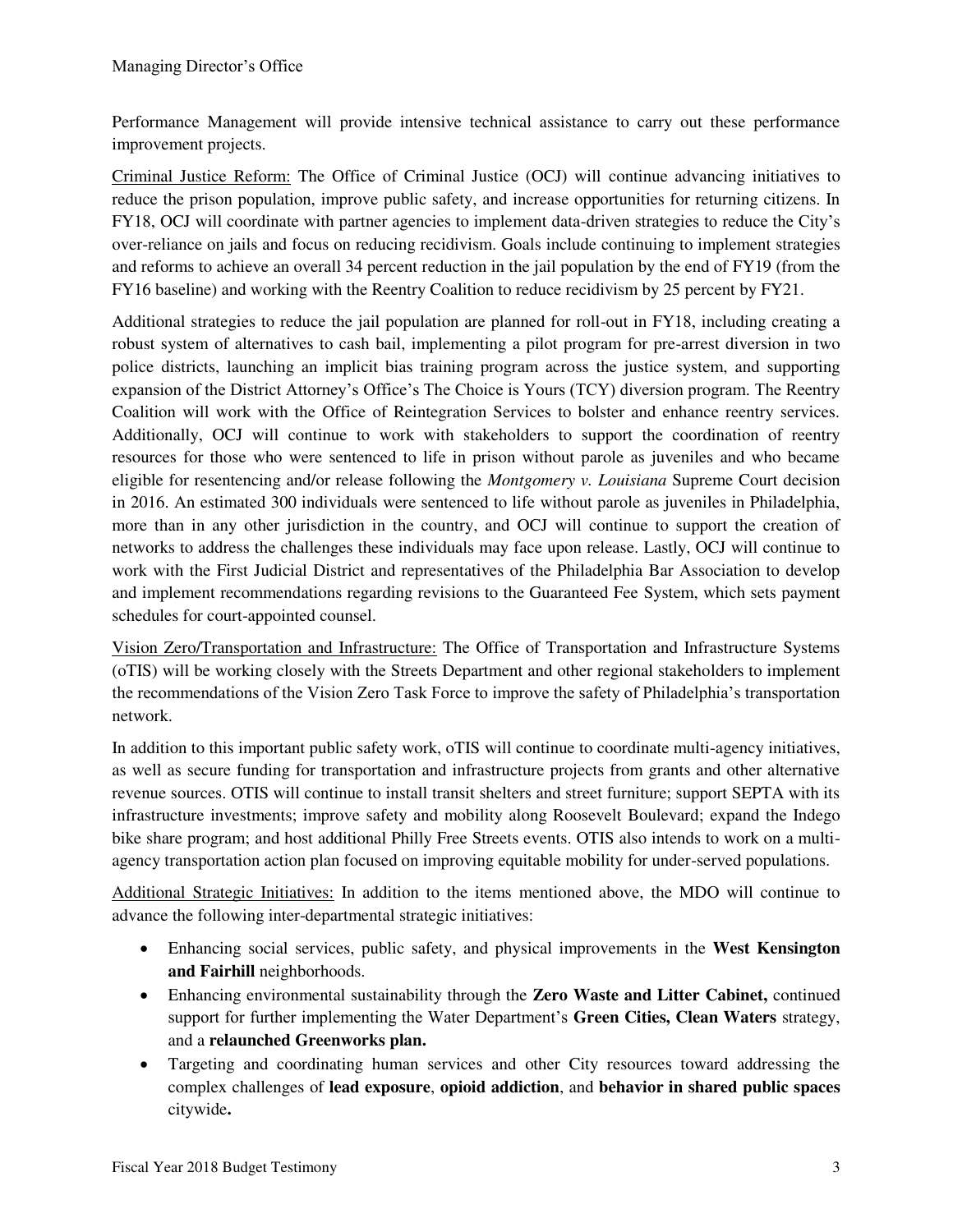Performance Management will provide intensive technical assistance to carry out these performance improvement projects.

Criminal Justice Reform: The Office of Criminal Justice (OCJ) will continue advancing initiatives to reduce the prison population, improve public safety, and increase opportunities for returning citizens. In FY18, OCJ will coordinate with partner agencies to implement data-driven strategies to reduce the City's over-reliance on jails and focus on reducing recidivism. Goals include continuing to implement strategies and reforms to achieve an overall 34 percent reduction in the jail population by the end of FY19 (from the FY16 baseline) and working with the Reentry Coalition to reduce recidivism by 25 percent by FY21.

Additional strategies to reduce the jail population are planned for roll-out in FY18, including creating a robust system of alternatives to cash bail, implementing a pilot program for pre-arrest diversion in two police districts, launching an implicit bias training program across the justice system, and supporting expansion of the District Attorney's Office's The Choice is Yours (TCY) diversion program. The Reentry Coalition will work with the Office of Reintegration Services to bolster and enhance reentry services. Additionally, OCJ will continue to work with stakeholders to support the coordination of reentry resources for those who were sentenced to life in prison without parole as juveniles and who became eligible for resentencing and/or release following the *Montgomery v. Louisiana* Supreme Court decision in 2016. An estimated 300 individuals were sentenced to life without parole as juveniles in Philadelphia, more than in any other jurisdiction in the country, and OCJ will continue to support the creation of networks to address the challenges these individuals may face upon release. Lastly, OCJ will continue to work with the First Judicial District and representatives of the Philadelphia Bar Association to develop and implement recommendations regarding revisions to the Guaranteed Fee System, which sets payment schedules for court-appointed counsel.

Vision Zero/Transportation and Infrastructure: The Office of Transportation and Infrastructure Systems (oTIS) will be working closely with the Streets Department and other regional stakeholders to implement the recommendations of the Vision Zero Task Force to improve the safety of Philadelphia's transportation network.

In addition to this important public safety work, oTIS will continue to coordinate multi-agency initiatives, as well as secure funding for transportation and infrastructure projects from grants and other alternative revenue sources. OTIS will continue to install transit shelters and street furniture; support SEPTA with its infrastructure investments; improve safety and mobility along Roosevelt Boulevard; expand the Indego bike share program; and host additional Philly Free Streets events. OTIS also intends to work on a multi-agency transportation action plan focused on improving equitable mobility for under-served populations.

Additional Strategic Initiatives: In addition to the items mentioned above, the MDO will continue to advance the following inter-departmental strategic initiatives:

- Enhancing social services, public safety, and physical improvements in the **West Kensington and Fairhill** neighborhoods.
- Enhancing environmental sustainability through the **Zero Waste and Litter Cabinet,** continued support for further implementing the Water Department's **Green Cities, Clean Waters** strategy, and a **relaunched Greenworks plan.**
- Targeting and coordinating human services and other City resources toward addressing the complex challenges of **lead exposure**, **opioid addiction**, and **behavior in shared public spaces** citywide**.**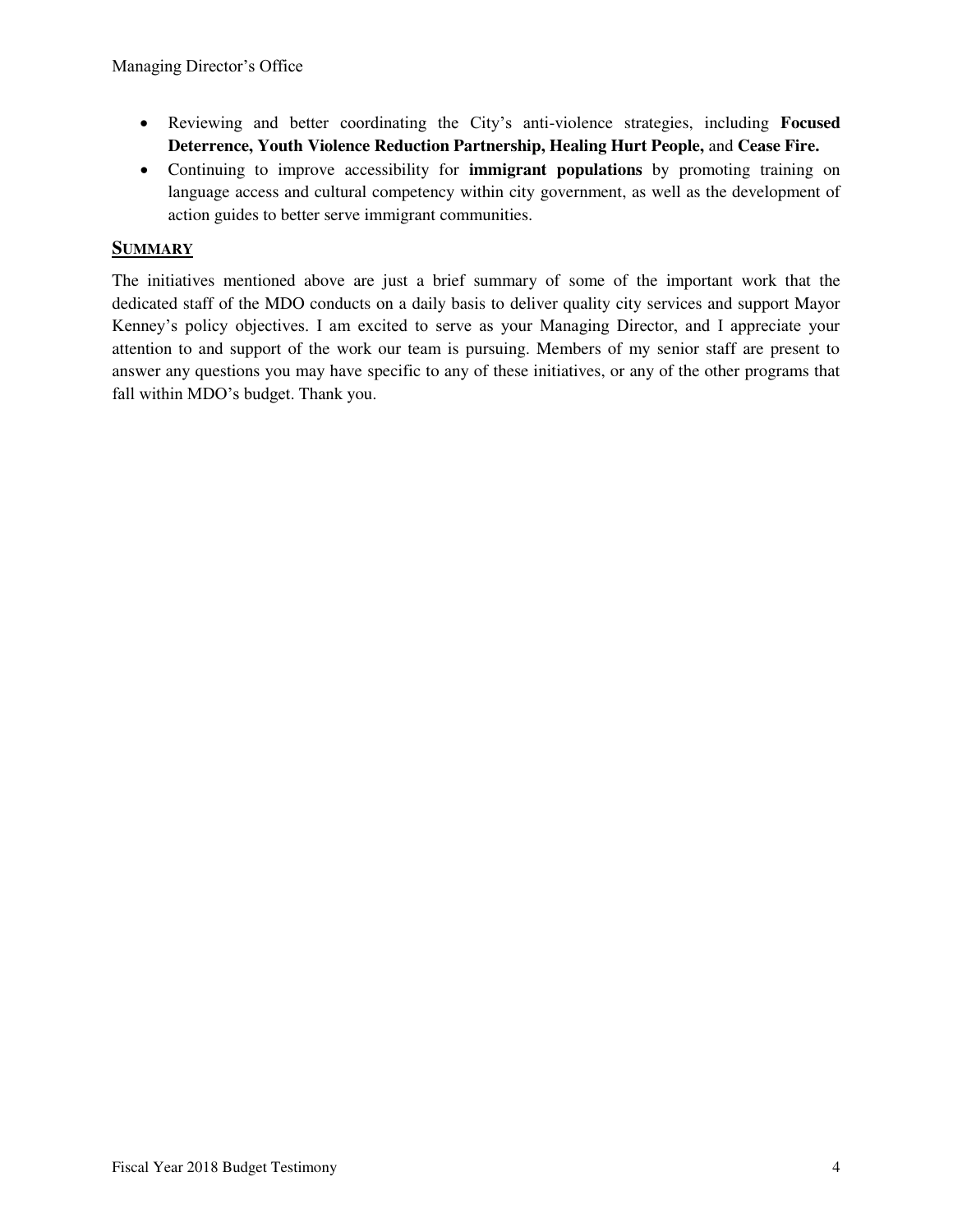- Reviewing and better coordinating the City's anti-violence strategies, including **Focused Deterrence, Youth Violence Reduction Partnership, Healing Hurt People,** and **Cease Fire.**
- Continuing to improve accessibility for **immigrant populations** by promoting training on language access and cultural competency within city government, as well as the development of action guides to better serve immigrant communities.

## SUMMARY

The initiatives mentioned above are just a brief summary of some of the important work that the dedicated staff of the MDO conducts on a daily basis to deliver quality city services and support Mayor Kenney's policy objectives. I am excited to serve as your Managing Director, and I appreciate your attention to and support of the work our team is pursuing. Members of my senior staff are present to answer any questions you may have specific to any of these initiatives, or any of the other programs that fall within MDO's budget. Thank you.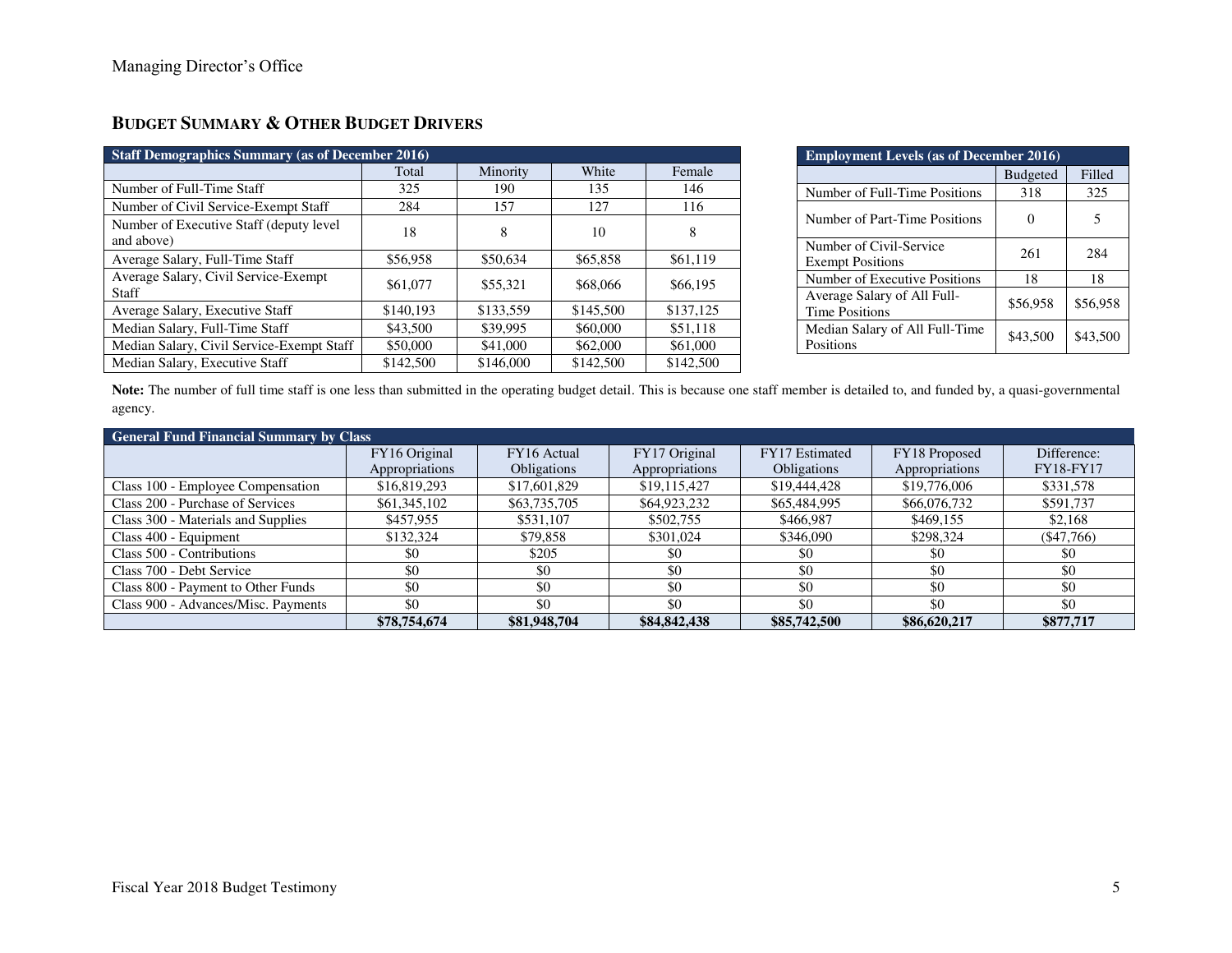## BUDGET SUMMARY & OTHER BUDGET DRIVERS

| Staff Demographics Summary (as of December 2016) | | | | |
|---|---|---|---|---|
| | Total | Minority | White | Female |
| Number of Full-Time Staff | 325 | 190 | 135 | 146 |
| Number of Civil Service-Exempt Staff | 284 | 157 | 127 | 116 |
| Number of Executive Staff (deputy level and above) | 18 | 8 | 10 | 8 |
| Average Salary, Full-Time Staff | $56,958 | $50,634 | $65,858 | $61,119 |
| Average Salary, Civil Service-Exempt Staff | $61,077 | $55,321 | $68,066 | $66,195 |
| Average Salary, Executive Staff | $140,193 | $133,559 | $145,500 | $137,125 |
| Median Salary, Full-Time Staff | $43,500 | $39,995 | $60,000 | $51,118 |
| Median Salary, Civil Service-Exempt Staff | $50,000 | $41,000 | $62,000 | $61,000 |
| Median Salary, Executive Staff | $142,500 | $146,000 | $142,500 | $142,500 |

| Employment Levels (as of December 2016) | | |
|---|---|---|
| | Budgeted | Filled |
| Number of Full-Time Positions | 318 | 325 |
| Number of Part-Time Positions | 0 | 5 |
| Number of Civil-Service Exempt Positions | 261 | 284 |
| Number of Executive Positions | 18 | 18 |
| Average Salary of All Full-Time Positions | $56,958 | $56,958 |
| Median Salary of All Full-Time Positions | $43,500 | $43,500 |

**Note:** The number of full time staff is one less than submitted in the operating budget detail. This is because one staff member is detailed to, and funded by, a quasi-governmental agency.

| General Fund Financial Summary by Class | | | | | | |
|---|---|---|---|---|---|---|
| | FY16 Original Appropriations | FY16 Actual Obligations | FY17 Original Appropriations | FY17 Estimated Obligations | FY18 Proposed Appropriations | Difference: FY18-FY17 |
| Class 100 - Employee Compensation | $16,819,293 | $17,601,829 | $19,115,427 | $19,444,428 | $19,776,006 | $331,578 |
| Class 200 - Purchase of Services | $61,345,102 | $63,735,705 | $64,923,232 | $65,484,995 | $66,076,732 | $591,737 |
| Class 300 - Materials and Supplies | $457,955 | $531,107 | $502,755 | $466,987 | $469,155 | $2,168 |
| Class 400 - Equipment | $132,324 | $79,858 | $301,024 | $346,090 | $298,324 | ($47,766) |
| Class 500 - Contributions | $0 | $205 | $0 | $0 | $0 | $0 |
| Class 700 - Debt Service | $0 | $0 | $0 | $0 | $0 | $0 |
| Class 800 - Payment to Other Funds | $0 | $0 | $0 | $0 | $0 | $0 |
| Class 900 - Advances/Misc. Payments | $0 | $0 | $0 | $0 | $0 | $0 |
| | **$78,754,674** | **$81,948,704** | **$84,842,438** | **$85,742,500** | **$86,620,217** | **$877,717** |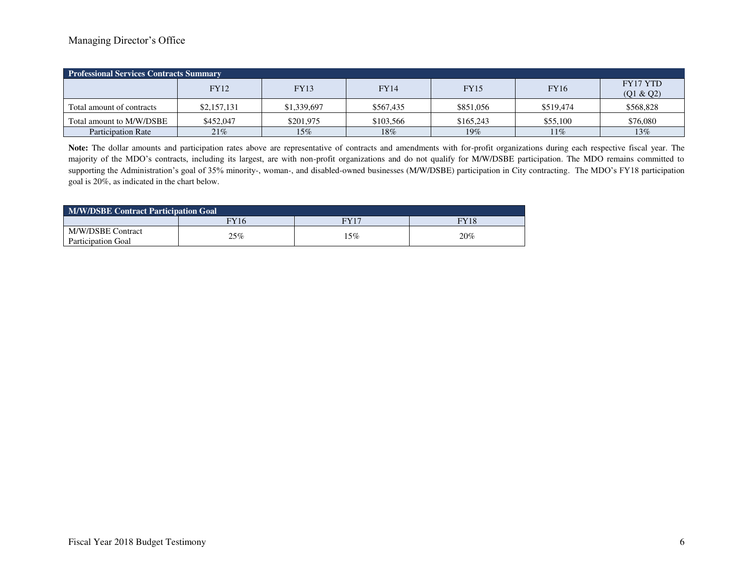| Professional Services Contracts Summary | | | | | | |
|---|---|---|---|---|---|---|
| | FY12 | FY13 | FY14 | FY15 | FY16 | FY17 YTD (Q1 & Q2) |
| Total amount of contracts | $2,157,131 | $1,339,697 | $567,435 | $851,056 | $519,474 | $568,828 |
| Total amount to M/W/DSBE | $452,047 | $201,975 | $103,566 | $165,243 | $55,100 | $76,080 |
| Participation Rate | 21% | 15% | 18% | 19% | 11% | 13% |

**Note:** The dollar amounts and participation rates above are representative of contracts and amendments with for-profit organizations during each respective fiscal year. The majority of the MDO's contracts, including its largest, are with non-profit organizations and do not qualify for M/W/DSBE participation. The MDO remains committed to supporting the Administration's goal of 35% minority-, woman-, and disabled-owned businesses (M/W/DSBE) participation in City contracting. The MDO's FY18 participation goal is 20%, as indicated in the chart below.

| M/W/DSBE Contract Participation Goal | | | |
|---|---|---|---|
| | FY16 | FY17 | FY18 |
| M/W/DSBE Contract Participation Goal | 25% | 15% | 20% |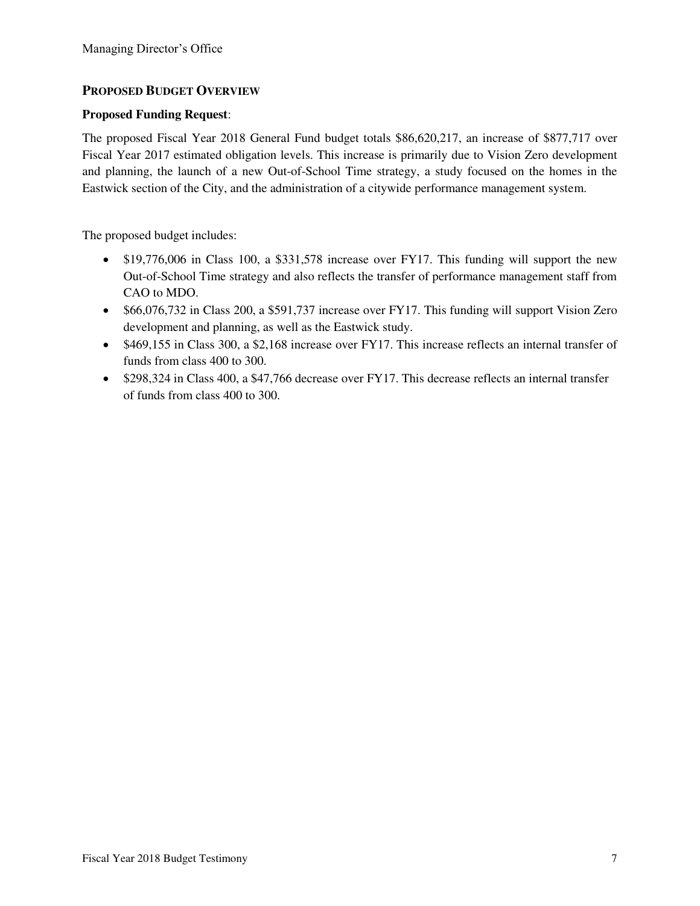## PROPOSED BUDGET OVERVIEW

**Proposed Funding Request**:

The proposed Fiscal Year 2018 General Fund budget totals $86,620,217, an increase of $877,717 over Fiscal Year 2017 estimated obligation levels. This increase is primarily due to Vision Zero development and planning, the launch of a new Out-of-School Time strategy, a study focused on the homes in the Eastwick section of the City, and the administration of a citywide performance management system.

The proposed budget includes:

- $19,776,006 in Class 100, a $331,578 increase over FY17. This funding will support the new Out-of-School Time strategy and also reflects the transfer of performance management staff from CAO to MDO.
- $66,076,732 in Class 200, a $591,737 increase over FY17. This funding will support Vision Zero development and planning, as well as the Eastwick study.
- $469,155 in Class 300, a $2,168 increase over FY17. This increase reflects an internal transfer of funds from class 400 to 300.
- $298,324 in Class 400, a $47,766 decrease over FY17. This decrease reflects an internal transfer of funds from class 400 to 300.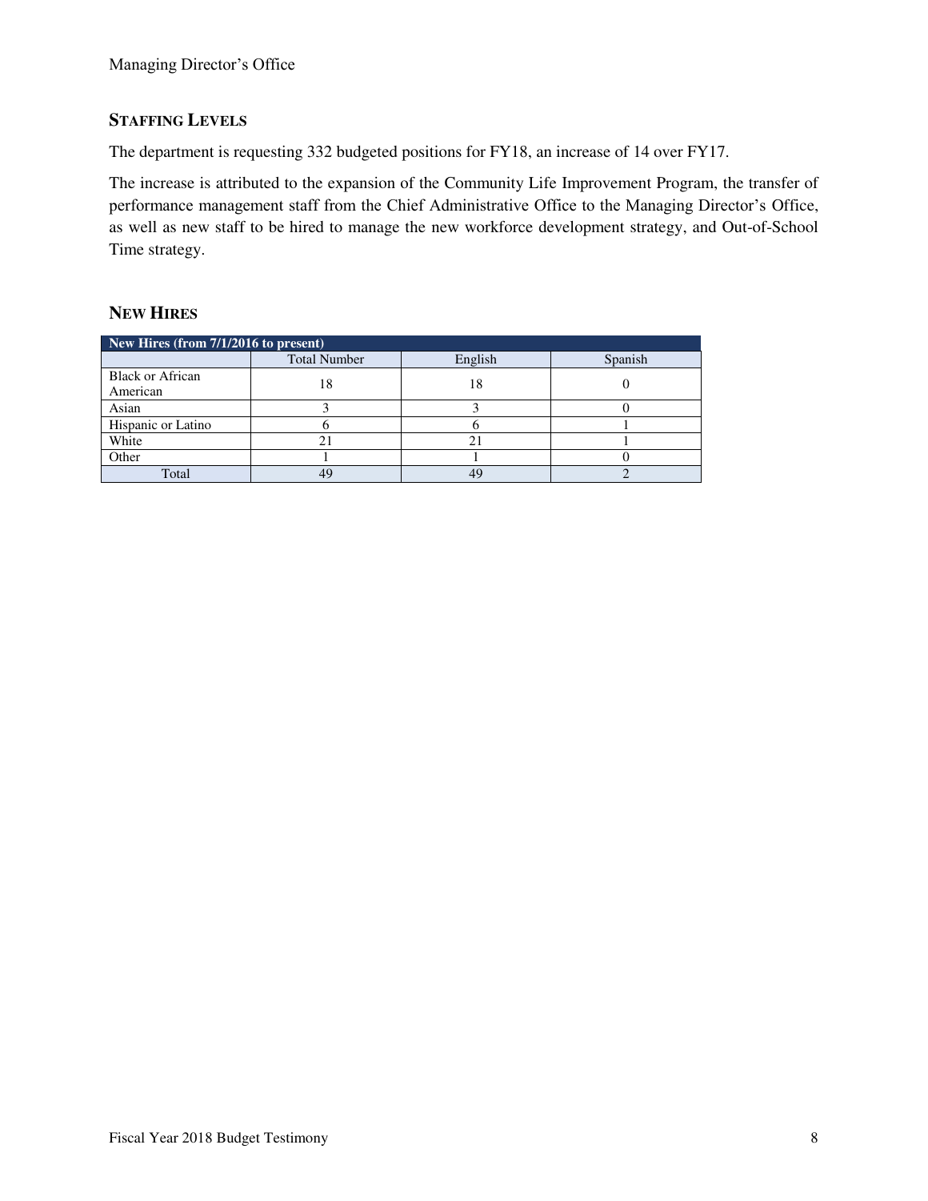## Staffing Levels

The department is requesting 332 budgeted positions for FY18, an increase of 14 over FY17.

The increase is attributed to the expansion of the Community Life Improvement Program, the transfer of performance management staff from the Chief Administrative Office to the Managing Director's Office, as well as new staff to be hired to manage the new workforce development strategy, and Out-of-School Time strategy.

## New Hires

| New Hires (from 7/1/2016 to present) | | | |
|---|---|---|---|
| | Total Number | English | Spanish |
| Black or African American | 18 | 18 | 0 |
| Asian | 3 | 3 | 0 |
| Hispanic or Latino | 6 | 6 | 1 |
| White | 21 | 21 | 1 |
| Other | 1 | 1 | 0 |
| Total | 49 | 49 | 2 |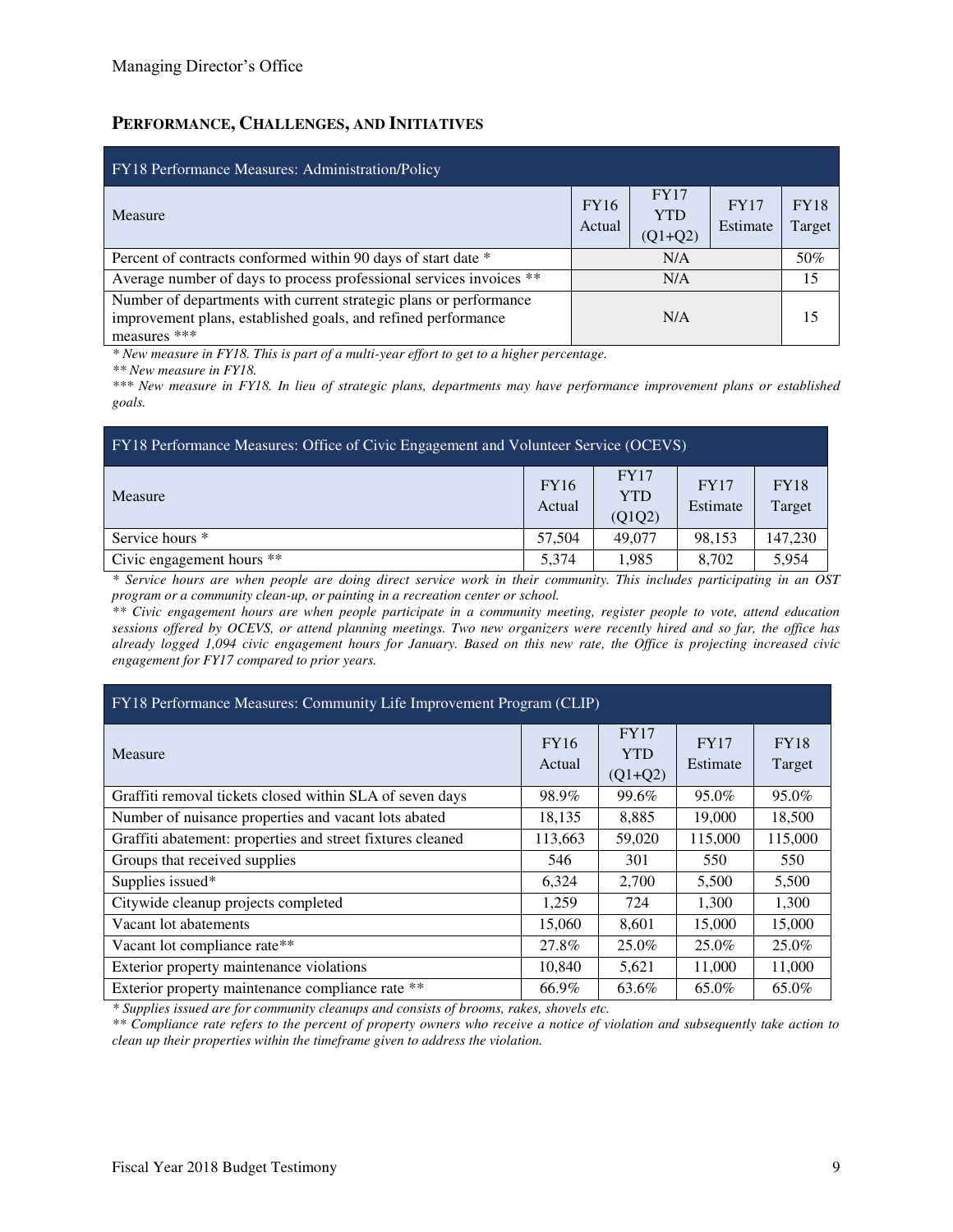## PERFORMANCE, CHALLENGES, AND INITIATIVES

| FY18 Performance Measures: Administration/Policy | | | | |
|---|---|---|---|---|
| Measure | FY16 Actual | FY17 YTD (Q1+Q2) | FY17 Estimate | FY18 Target |
| Percent of contracts conformed within 90 days of start date * | | N/A | | 50% |
| Average number of days to process professional services invoices ** | | N/A | | 15 |
| Number of departments with current strategic plans or performance improvement plans, established goals, and refined performance measures *** | | N/A | | 15 |

*\* New measure in FY18. This is part of a multi-year effort to get to a higher percentage.*

*\*\* New measure in FY18.*

*\*\*\* New measure in FY18. In lieu of strategic plans, departments may have performance improvement plans or established goals.*

| FY18 Performance Measures: Office of Civic Engagement and Volunteer Service (OCEVS) | | | | |
|---|---|---|---|---|
| Measure | FY16 Actual | FY17 YTD (Q1Q2) | FY17 Estimate | FY18 Target |
| Service hours * | 57,504 | 49,077 | 98,153 | 147,230 |
| Civic engagement hours ** | 5,374 | 1,985 | 8,702 | 5,954 |

*\* Service hours are when people are doing direct service work in their community. This includes participating in an OST program or a community clean-up, or painting in a recreation center or school.*

*\*\* Civic engagement hours are when people participate in a community meeting, register people to vote, attend education sessions offered by OCEVS, or attend planning meetings. Two new organizers were recently hired and so far, the office has already logged 1,094 civic engagement hours for January. Based on this new rate, the Office is projecting increased civic engagement for FY17 compared to prior years.*

| FY18 Performance Measures: Community Life Improvement Program (CLIP) | | | | |
|---|---|---|---|---|
| Measure | FY16 Actual | FY17 YTD (Q1+Q2) | FY17 Estimate | FY18 Target |
| Graffiti removal tickets closed within SLA of seven days | 98.9% | 99.6% | 95.0% | 95.0% |
| Number of nuisance properties and vacant lots abated | 18,135 | 8,885 | 19,000 | 18,500 |
| Graffiti abatement: properties and street fixtures cleaned | 113,663 | 59,020 | 115,000 | 115,000 |
| Groups that received supplies | 546 | 301 | 550 | 550 |
| Supplies issued* | 6,324 | 2,700 | 5,500 | 5,500 |
| Citywide cleanup projects completed | 1,259 | 724 | 1,300 | 1,300 |
| Vacant lot abatements | 15,060 | 8,601 | 15,000 | 15,000 |
| Vacant lot compliance rate** | 27.8% | 25.0% | 25.0% | 25.0% |
| Exterior property maintenance violations | 10,840 | 5,621 | 11,000 | 11,000 |
| Exterior property maintenance compliance rate ** | 66.9% | 63.6% | 65.0% | 65.0% |

*\* Supplies issued are for community cleanups and consists of brooms, rakes, shovels etc.*

*\*\* Compliance rate refers to the percent of property owners who receive a notice of violation and subsequently take action to clean up their properties within the timeframe given to address the violation.*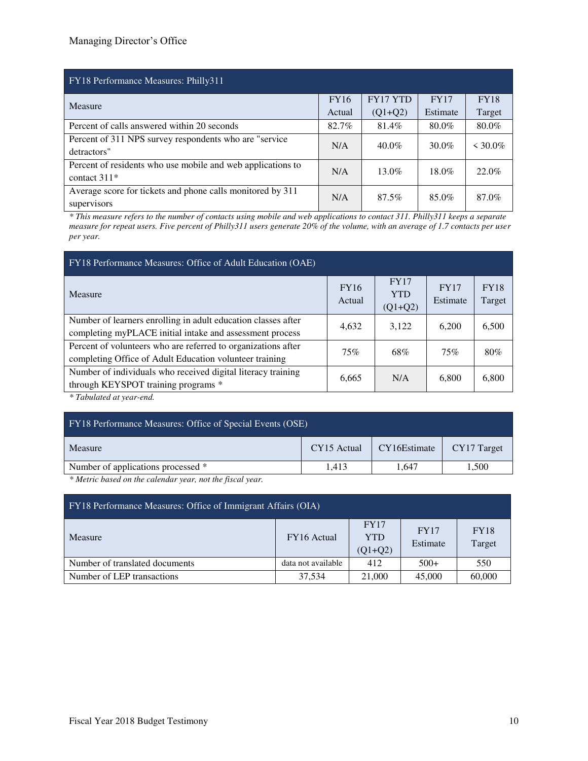| FY18 Performance Measures: Philly311 | | | | |
|---|---|---|---|---|
| Measure | FY16 Actual | FY17 YTD (Q1+Q2) | FY17 Estimate | FY18 Target |
| Percent of calls answered within 20 seconds | 82.7% | 81.4% | 80.0% | 80.0% |
| Percent of 311 NPS survey respondents who are "service detractors" | N/A | 40.0% | 30.0% | < 30.0% |
| Percent of residents who use mobile and web applications to contact 311* | N/A | 13.0% | 18.0% | 22.0% |
| Average score for tickets and phone calls monitored by 311 supervisors | N/A | 87.5% | 85.0% | 87.0% |

*\* This measure refers to the number of contacts using mobile and web applications to contact 311. Philly311 keeps a separate measure for repeat users. Five percent of Philly311 users generate 20% of the volume, with an average of 1.7 contacts per user per year.*

| FY18 Performance Measures: Office of Adult Education (OAE) | | | | |
|---|---|---|---|---|
| Measure | FY16 Actual | FY17 YTD (Q1+Q2) | FY17 Estimate | FY18 Target |
| Number of learners enrolling in adult education classes after completing myPLACE initial intake and assessment process | 4,632 | 3,122 | 6,200 | 6,500 |
| Percent of volunteers who are referred to organizations after completing Office of Adult Education volunteer training | 75% | 68% | 75% | 80% |
| Number of individuals who received digital literacy training through KEYSPOT training programs * | 6,665 | N/A | 6,800 | 6,800 |

*\* Tabulated at year-end.*

| FY18 Performance Measures: Office of Special Events (OSE) | | | |
|---|---|---|---|
| Measure | CY15 Actual | CY16Estimate | CY17 Target |
| Number of applications processed * | 1,413 | 1,647 | 1,500 |

*\* Metric based on the calendar year, not the fiscal year.*

| FY18 Performance Measures: Office of Immigrant Affairs (OIA) | | | | |
|---|---|---|---|---|
| Measure | FY16 Actual | FY17 YTD (Q1+Q2) | FY17 Estimate | FY18 Target |
| Number of translated documents | data not available | 412 | 500+ | 550 |
| Number of LEP transactions | 37,534 | 21,000 | 45,000 | 60,000 |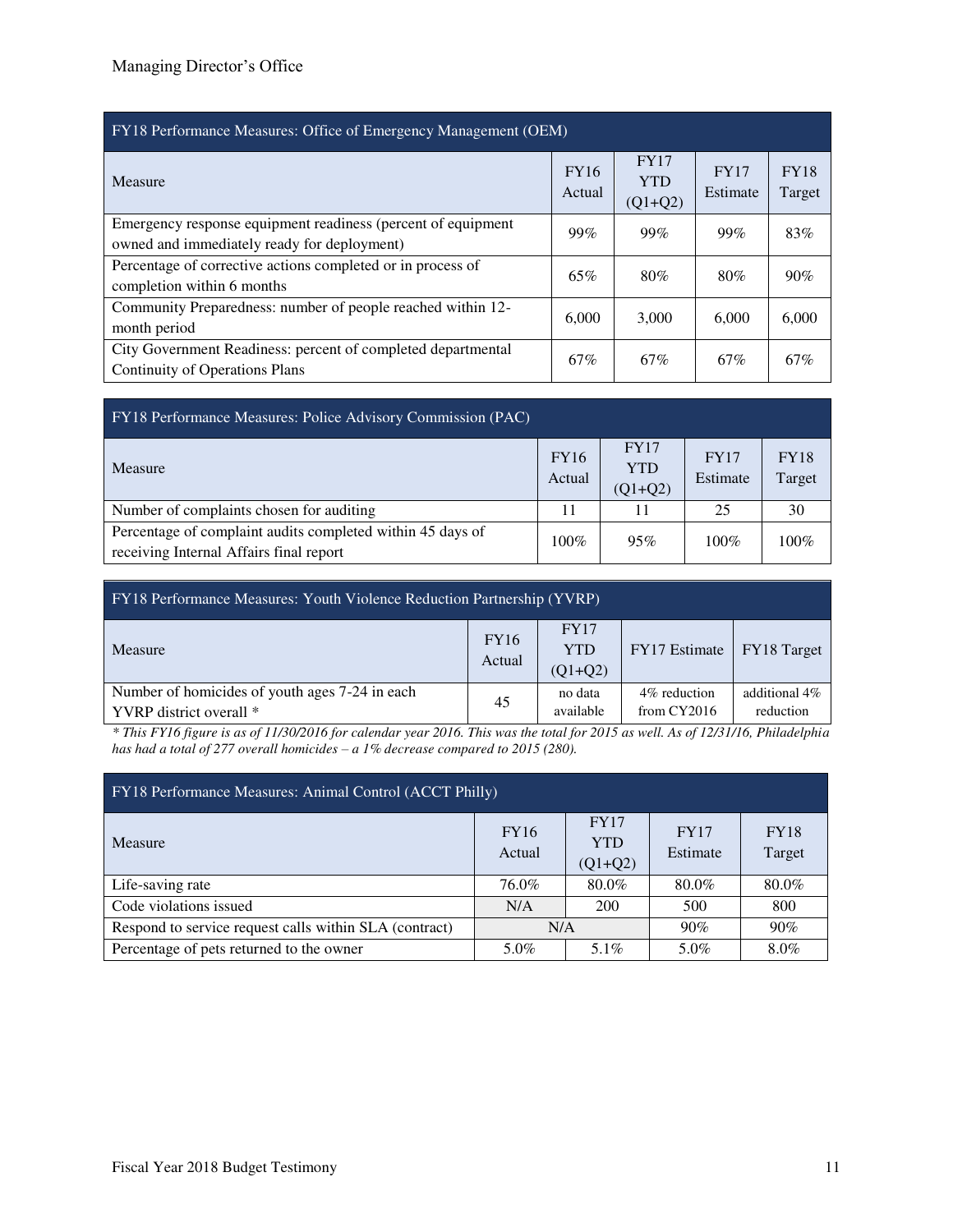| FY18 Performance Measures: Office of Emergency Management (OEM) | | | | |
|---|---|---|---|---|
| Measure | FY16 Actual | FY17 YTD (Q1+Q2) | FY17 Estimate | FY18 Target |
| Emergency response equipment readiness (percent of equipment owned and immediately ready for deployment) | 99% | 99% | 99% | 83% |
| Percentage of corrective actions completed or in process of completion within 6 months | 65% | 80% | 80% | 90% |
| Community Preparedness: number of people reached within 12-month period | 6,000 | 3,000 | 6,000 | 6,000 |
| City Government Readiness: percent of completed departmental Continuity of Operations Plans | 67% | 67% | 67% | 67% |

| FY18 Performance Measures: Police Advisory Commission (PAC) | | | | |
|---|---|---|---|---|
| Measure | FY16 Actual | FY17 YTD (Q1+Q2) | FY17 Estimate | FY18 Target |
| Number of complaints chosen for auditing | 11 | 11 | 25 | 30 |
| Percentage of complaint audits completed within 45 days of receiving Internal Affairs final report | 100% | 95% | 100% | 100% |

| FY18 Performance Measures: Youth Violence Reduction Partnership (YVRP) | | | | |
|---|---|---|---|---|
| Measure | FY16 Actual | FY17 YTD (Q1+Q2) | FY17 Estimate | FY18 Target |
| Number of homicides of youth ages 7-24 in each YVRP district overall * | 45 | no data available | 4% reduction from CY2016 | additional 4% reduction |

*\* This FY16 figure is as of 11/30/2016 for calendar year 2016. This was the total for 2015 as well. As of 12/31/16, Philadelphia has had a total of 277 overall homicides – a 1% decrease compared to 2015 (280).*

| FY18 Performance Measures: Animal Control (ACCT Philly) | | | | |
|---|---|---|---|---|
| Measure | FY16 Actual | FY17 YTD (Q1+Q2) | FY17 Estimate | FY18 Target |
| Life-saving rate | 76.0% | 80.0% | 80.0% | 80.0% |
| Code violations issued | N/A | 200 | 500 | 800 |
| Respond to service request calls within SLA (contract) | N/A | | 90% | 90% |
| Percentage of pets returned to the owner | 5.0% | 5.1% | 5.0% | 8.0% |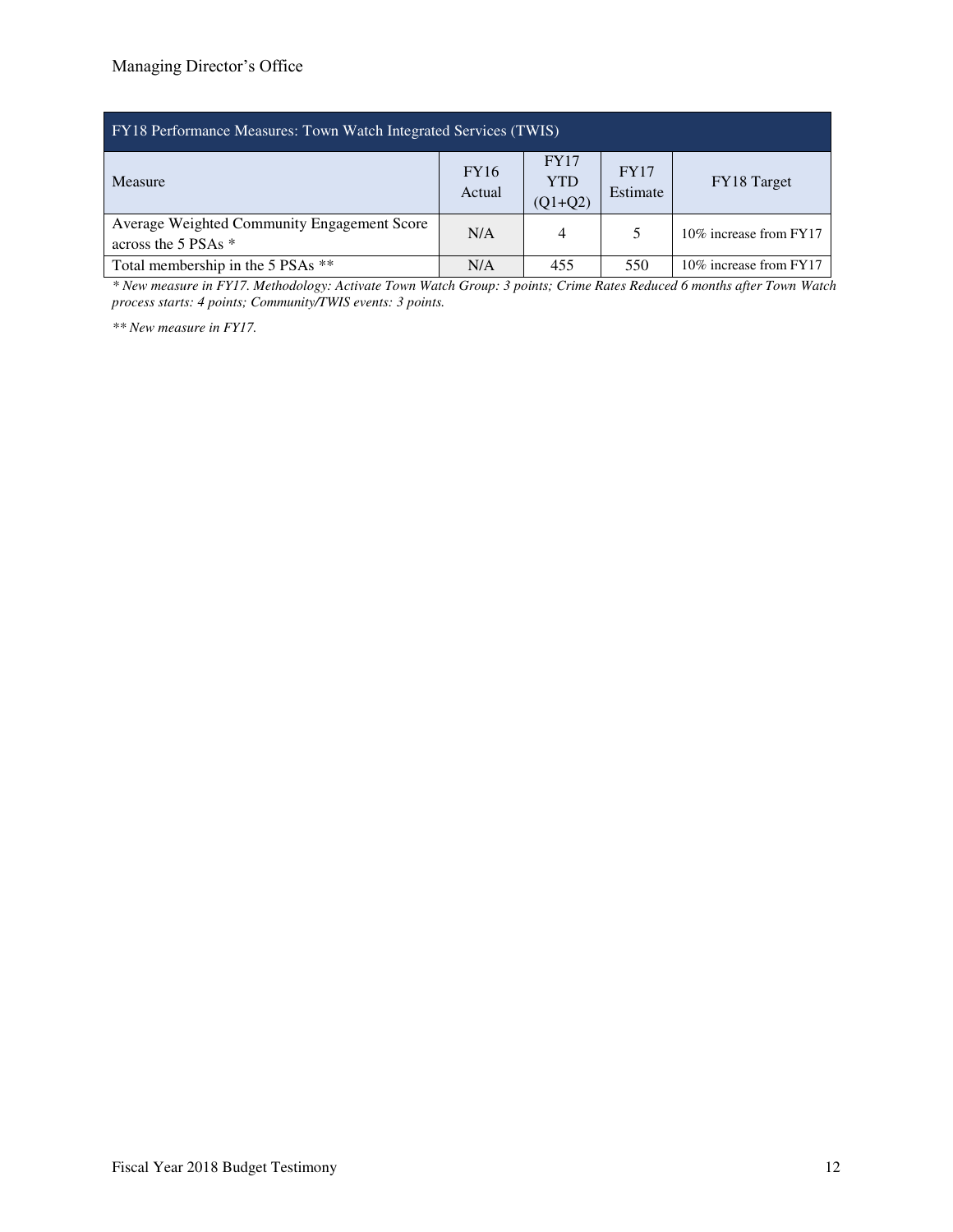| FY18 Performance Measures: Town Watch Integrated Services (TWIS) | | | | |
|---|---|---|---|---|
| Measure | FY16 Actual | FY17 YTD (Q1+Q2) | FY17 Estimate | FY18 Target |
| Average Weighted Community Engagement Score across the 5 PSAs * | N/A | 4 | 5 | 10% increase from FY17 |
| Total membership in the 5 PSAs ** | N/A | 455 | 550 | 10% increase from FY17 |

*\* New measure in FY17. Methodology: Activate Town Watch Group: 3 points; Crime Rates Reduced 6 months after Town Watch process starts: 4 points; Community/TWIS events: 3 points.*

*\*\* New measure in FY17.*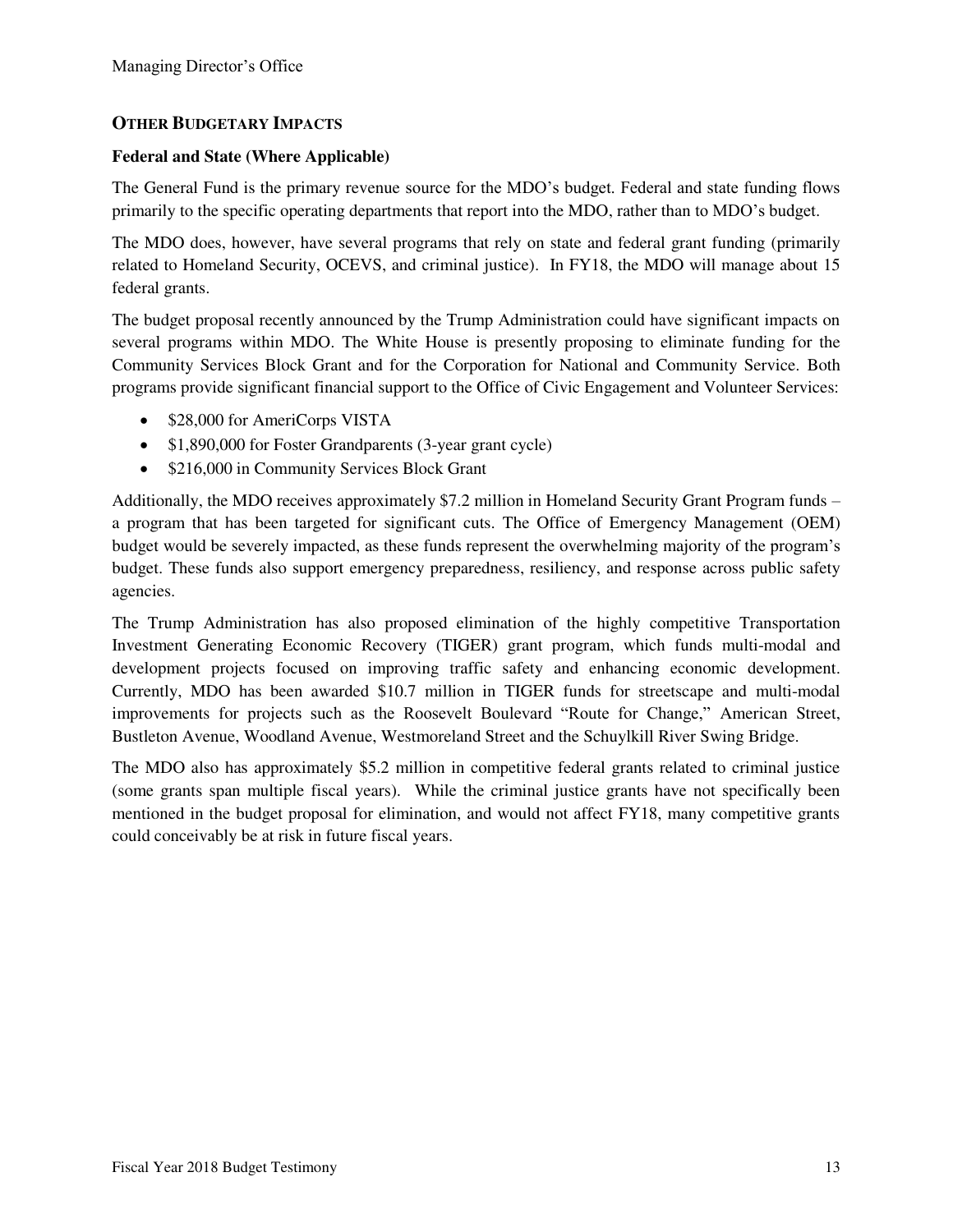## OTHER BUDGETARY IMPACTS

### Federal and State (Where Applicable)

The General Fund is the primary revenue source for the MDO's budget. Federal and state funding flows primarily to the specific operating departments that report into the MDO, rather than to MDO's budget.

The MDO does, however, have several programs that rely on state and federal grant funding (primarily related to Homeland Security, OCEVS, and criminal justice). In FY18, the MDO will manage about 15 federal grants.

The budget proposal recently announced by the Trump Administration could have significant impacts on several programs within MDO. The White House is presently proposing to eliminate funding for the Community Services Block Grant and for the Corporation for National and Community Service. Both programs provide significant financial support to the Office of Civic Engagement and Volunteer Services:

- $28,000 for AmeriCorps VISTA
- $1,890,000 for Foster Grandparents (3-year grant cycle)
- $216,000 in Community Services Block Grant

Additionally, the MDO receives approximately $7.2 million in Homeland Security Grant Program funds – a program that has been targeted for significant cuts. The Office of Emergency Management (OEM) budget would be severely impacted, as these funds represent the overwhelming majority of the program's budget. These funds also support emergency preparedness, resiliency, and response across public safety agencies.

The Trump Administration has also proposed elimination of the highly competitive Transportation Investment Generating Economic Recovery (TIGER) grant program, which funds multi-modal and development projects focused on improving traffic safety and enhancing economic development. Currently, MDO has been awarded $10.7 million in TIGER funds for streetscape and multi-modal improvements for projects such as the Roosevelt Boulevard "Route for Change," American Street, Bustleton Avenue, Woodland Avenue, Westmoreland Street and the Schuylkill River Swing Bridge.

The MDO also has approximately $5.2 million in competitive federal grants related to criminal justice (some grants span multiple fiscal years). While the criminal justice grants have not specifically been mentioned in the budget proposal for elimination, and would not affect FY18, many competitive grants could conceivably be at risk in future fiscal years.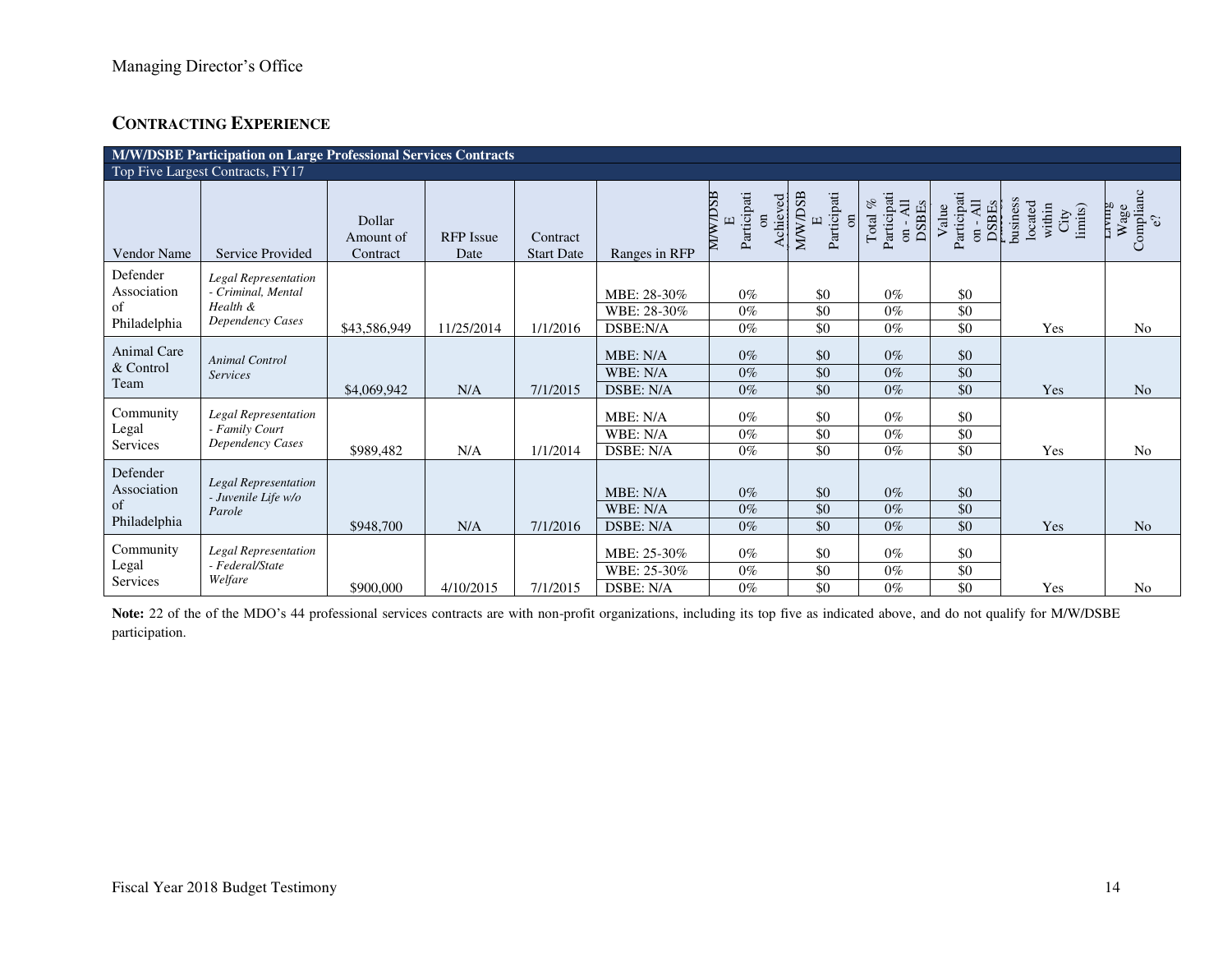## CONTRACTING EXPERIENCE

| M/W/DSBE Participation on Large Professional Services Contracts | | | | | | | | | | | |
|---|---|---|---|---|---|---|---|---|---|---|---|
| Top Five Largest Contracts, FY17 | | | | | | | | | | | |
| Vendor Name | Service Provided | Dollar Amount of Contract | RFP Issue Date | Contract Start Date | Ranges in RFP | M/W/DSBE Participation Achieved | M/W/DSBE Participation | Total % Participation - All DSBEs | Value Participation - All DSBEs | (Is the business located within City limits) | Living Wage Compliance? |
| Defender Association of Philadelphia | *Legal Representation - Criminal, Mental Health & Dependency Cases* | $43,586,949 | 11/25/2014 | 1/1/2016 | MBE: 28-30% | 0% | $0 | 0% | $0 | Yes | No |
| | | | | | WBE: 28-30% | 0% | $0 | 0% | $0 | | |
| | | | | | DSBE:N/A | 0% | $0 | 0% | $0 | | |
| Animal Care & Control Team | *Animal Control Services* | $4,069,942 | N/A | 7/1/2015 | MBE: N/A | 0% | $0 | 0% | $0 | Yes | No |
| | | | | | WBE: N/A | 0% | $0 | 0% | $0 | | |
| | | | | | DSBE: N/A | 0% | $0 | 0% | $0 | | |
| Community Legal Services | *Legal Representation - Family Court Dependency Cases* | $989,482 | N/A | 1/1/2014 | MBE: N/A | 0% | $0 | 0% | $0 | Yes | No |
| | | | | | WBE: N/A | 0% | $0 | 0% | $0 | | |
| | | | | | DSBE: N/A | 0% | $0 | 0% | $0 | | |
| Defender Association of Philadelphia | *Legal Representation - Juvenile Life w/o Parole* | $948,700 | N/A | 7/1/2016 | MBE: N/A | 0% | $0 | 0% | $0 | Yes | No |
| | | | | | WBE: N/A | 0% | $0 | 0% | $0 | | |
| | | | | | DSBE: N/A | 0% | $0 | 0% | $0 | | |
| Community Legal Services | *Legal Representation - Federal/State Welfare* | $900,000 | 4/10/2015 | 7/1/2015 | MBE: 25-30% | 0% | $0 | 0% | $0 | Yes | No |
| | | | | | WBE: 25-30% | 0% | $0 | 0% | $0 | | |
| | | | | | DSBE: N/A | 0% | $0 | 0% | $0 | | |

**Note:** 22 of the of the MDO's 44 professional services contracts are with non-profit organizations, including its top five as indicated above, and do not qualify for M/W/DSBE participation.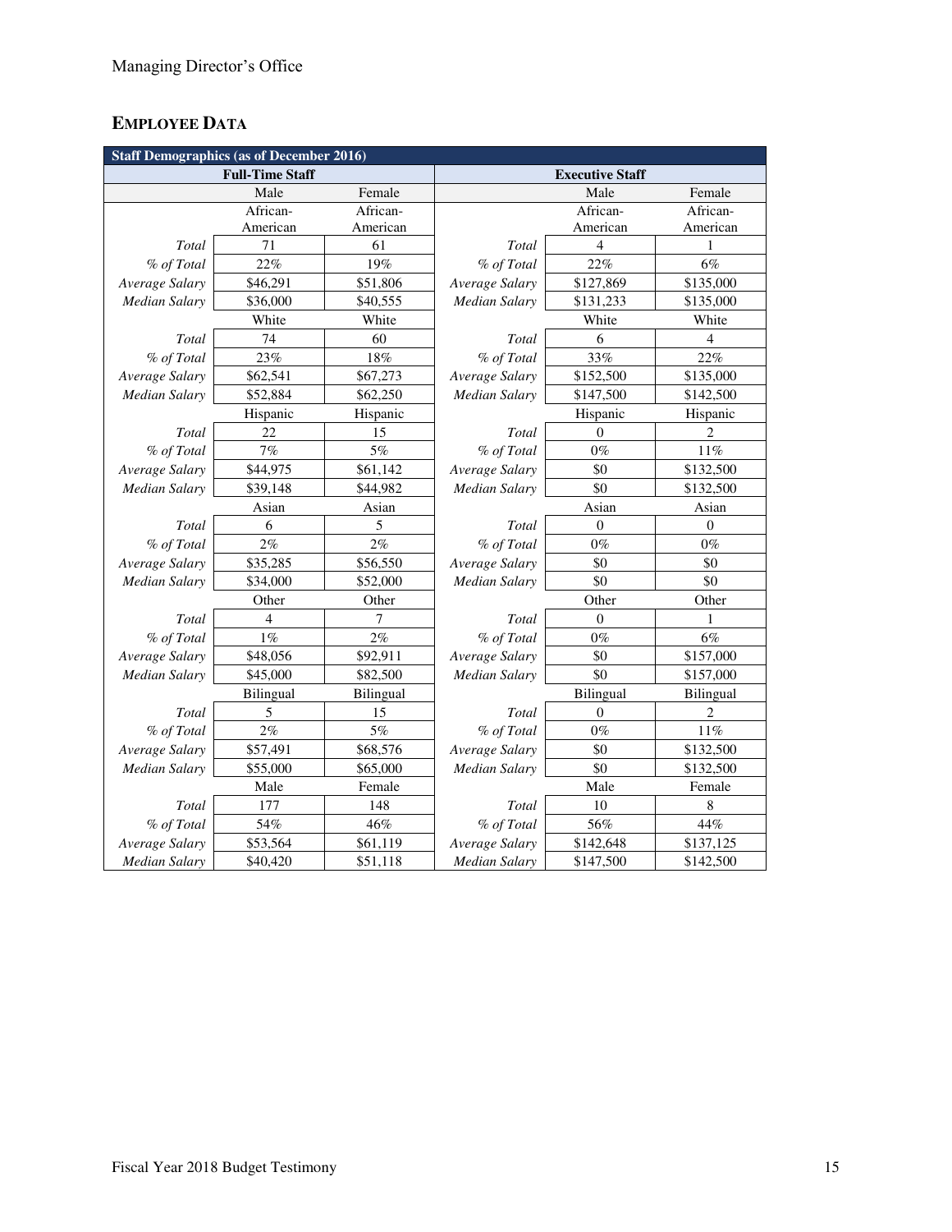Managing Director's Office

## EMPLOYEE DATA

| Staff Demographics (as of December 2016) | | | | | |
|---|---|---|---|---|---|
| Full-Time Staff | | | Executive Staff | | |
| | Male | Female | | Male | Female |
| | African-American | African-American | | African-American | African-American |
| *Total* | 71 | 61 | *Total* | 4 | 1 |
| *% of Total* | 22% | 19% | *% of Total* | 22% | 6% |
| *Average Salary* | $46,291 | $51,806 | *Average Salary* | $127,869 | $135,000 |
| *Median Salary* | $36,000 | $40,555 | *Median Salary* | $131,233 | $135,000 |
| | White | White | | White | White |
| *Total* | 74 | 60 | *Total* | 6 | 4 |
| *% of Total* | 23% | 18% | *% of Total* | 33% | 22% |
| *Average Salary* | $62,541 | $67,273 | *Average Salary* | $152,500 | $135,000 |
| *Median Salary* | $52,884 | $62,250 | *Median Salary* | $147,500 | $142,500 |
| | Hispanic | Hispanic | | Hispanic | Hispanic |
| *Total* | 22 | 15 | *Total* | 0 | 2 |
| *% of Total* | 7% | 5% | *% of Total* | 0% | 11% |
| *Average Salary* | $44,975 | $61,142 | *Average Salary* | $0 | $132,500 |
| *Median Salary* | $39,148 | $44,982 | *Median Salary* | $0 | $132,500 |
| | Asian | Asian | | Asian | Asian |
| *Total* | 6 | 5 | *Total* | 0 | 0 |
| *% of Total* | 2% | 2% | *% of Total* | 0% | 0% |
| *Average Salary* | $35,285 | $56,550 | *Average Salary* | $0 | $0 |
| *Median Salary* | $34,000 | $52,000 | *Median Salary* | $0 | $0 |
| | Other | Other | | Other | Other |
| *Total* | 4 | 7 | *Total* | 0 | 1 |
| *% of Total* | 1% | 2% | *% of Total* | 0% | 6% |
| *Average Salary* | $48,056 | $92,911 | *Average Salary* | $0 | $157,000 |
| *Median Salary* | $45,000 | $82,500 | *Median Salary* | $0 | $157,000 |
| | Bilingual | Bilingual | | Bilingual | Bilingual |
| *Total* | 5 | 15 | *Total* | 0 | 2 |
| *% of Total* | 2% | 5% | *% of Total* | 0% | 11% |
| *Average Salary* | $57,491 | $68,576 | *Average Salary* | $0 | $132,500 |
| *Median Salary* | $55,000 | $65,000 | *Median Salary* | $0 | $132,500 |
| | Male | Female | | Male | Female |
| *Total* | 177 | 148 | *Total* | 10 | 8 |
| *% of Total* | 54% | 46% | *% of Total* | 56% | 44% |
| *Average Salary* | $53,564 | $61,119 | *Average Salary* | $142,648 | $137,125 |
| *Median Salary* | $40,420 | $51,118 | *Median Salary* | $147,500 | $142,500 |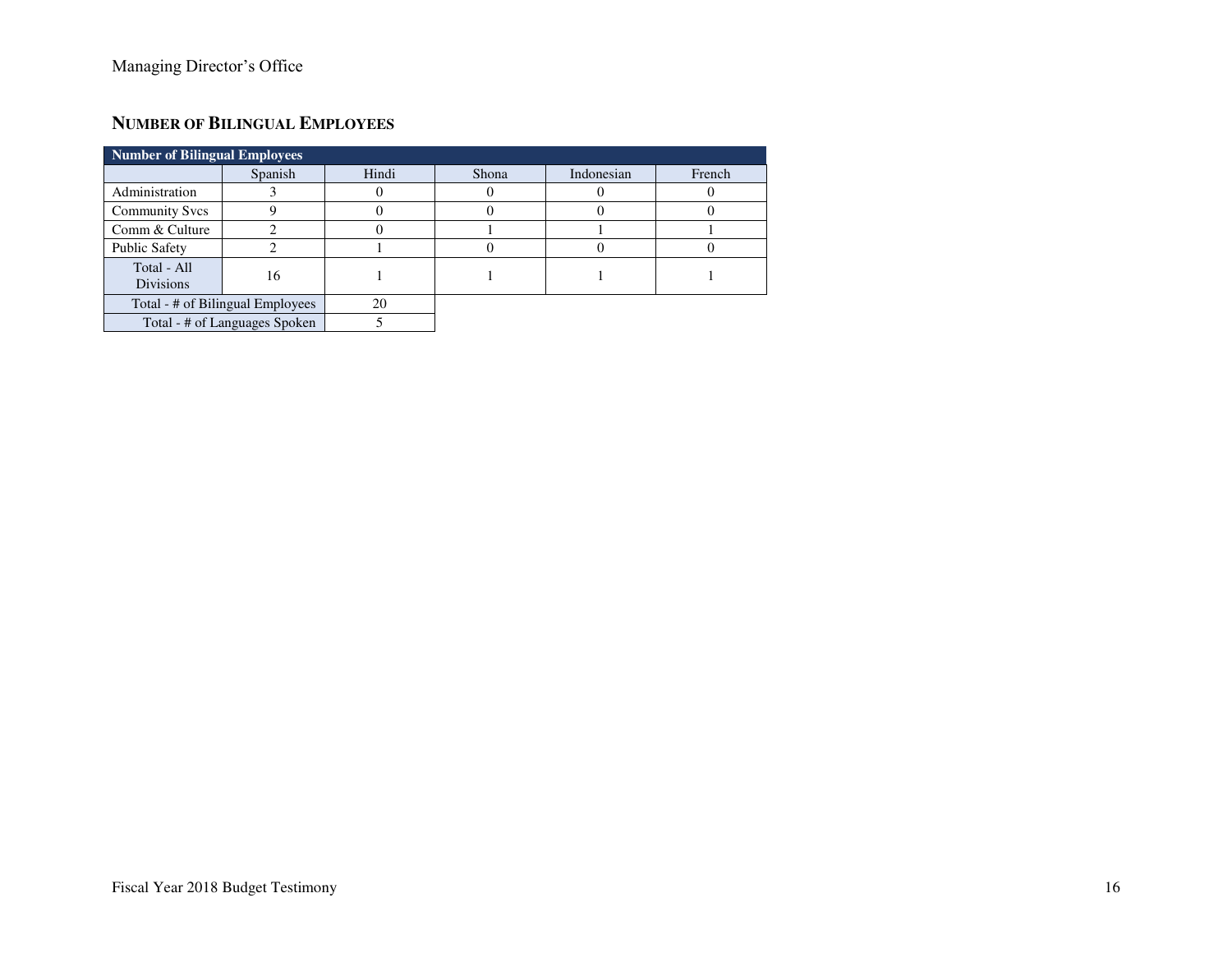## NUMBER OF BILINGUAL EMPLOYEES

| Number of Bilingual Employees | | | | | |
|---|---|---|---|---|---|
| | Spanish | Hindi | Shona | Indonesian | French |
| Administration | 3 | 0 | 0 | 0 | 0 |
| Community Svcs | 9 | 0 | 0 | 0 | 0 |
| Comm & Culture | 2 | 0 | 1 | 1 | 1 |
| Public Safety | 2 | 1 | 0 | 0 | 0 |
| Total - All Divisions | 16 | 1 | 1 | 1 | 1 |

| | |
|---|---|
| Total - # of Bilingual Employees | 20 |
| Total - # of Languages Spoken | 5 |